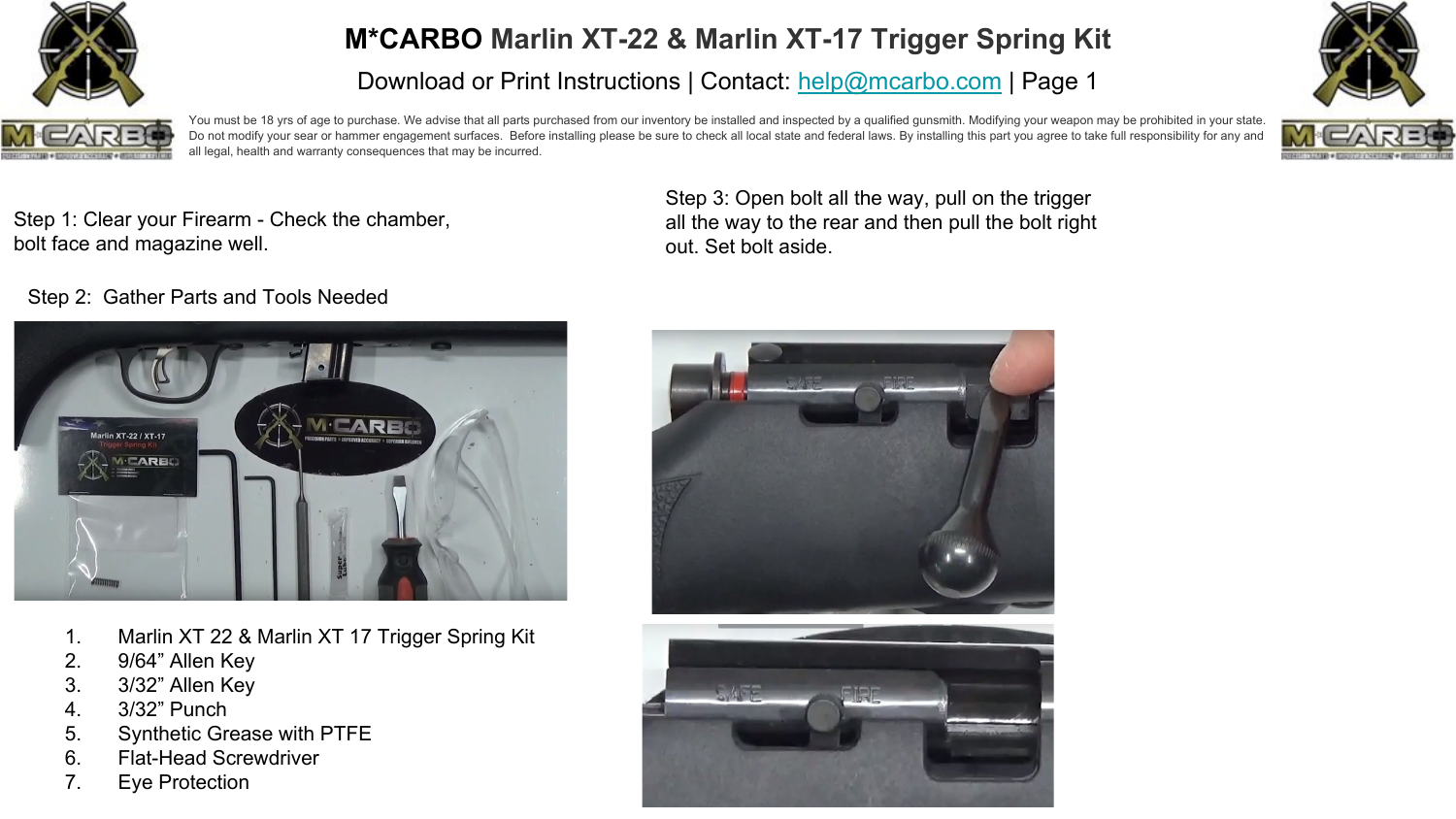# M*CARBO Marlin XT-22 & Marlin XT-17 Trigger Spring Kit

Download or Print Instructions | Contact: help@mcarbo.com | Page 1

You must be 18 yrs of age to purchase. We advise that all parts purchased from our inventory be installed and inspected by a qualified gunsmith. Modifying your weapon may be prohibited in your state. Do not modify your sear or hammer engagement surfaces. Before installing please be sure to check all local state and federal laws. By installing this part you agree to take full responsibility for any and all legal, health and warranty consequences that may be incurred.

Step 1: Clear your Firearm - Check the chamber, bolt face and magazine well.

Step 2: Gather Parts and Tools Needed

1. Marlin XT 22 & Marlin XT 17 Trigger Spring Kit
2. 9/64” Allen Key
3. 3/32” Allen Key
4. 3/32” Punch
5. Synthetic Grease with PTFE
6. Flat-Head Screwdriver
7. Eye Protection

Step 3: Open bolt all the way, pull on the trigger all the way to the rear and then pull the bolt right out. Set bolt aside.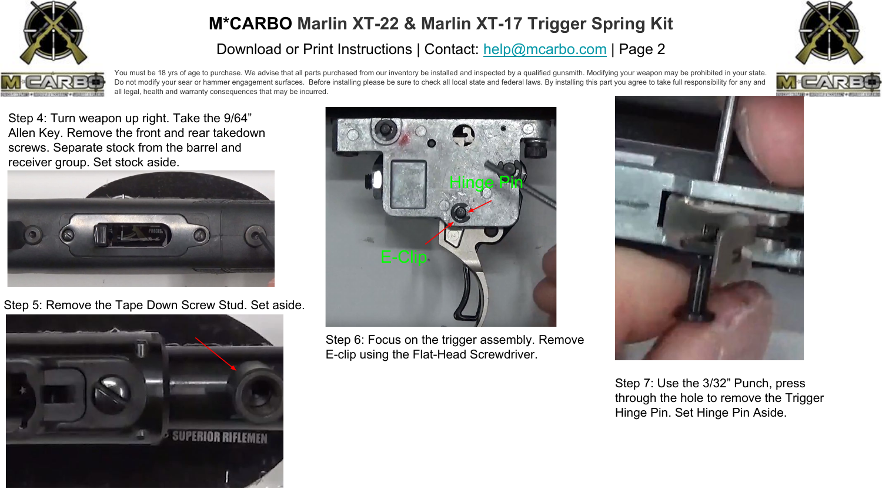# M*CARBO Marlin XT-22 & Marlin XT-17 Trigger Spring Kit

Download or Print Instructions | Contact: help@mcarbo.com | Page 2

You must be 18 yrs of age to purchase. We advise that all parts purchased from our inventory be installed and inspected by a qualified gunsmith. Modifying your weapon may be prohibited in your state. Do not modify your sear or hammer engagement surfaces. Before installing please be sure to check all local state and federal laws. By installing this part you agree to take full responsibility for any and all legal, health and warranty consequences that may be incurred.

Step 4: Turn weapon up right. Take the 9/64” Allen Key. Remove the front and rear takedown screws. Separate stock from the barrel and receiver group. Set stock aside.

Step 5: Remove the Tape Down Screw Stud. Set aside.

Step 6: Focus on the trigger assembly. Remove E-clip using the Flat-Head Screwdriver.

Step 7: Use the 3/32” Punch, press through the hole to remove the Trigger Hinge Pin. Set Hinge Pin Aside.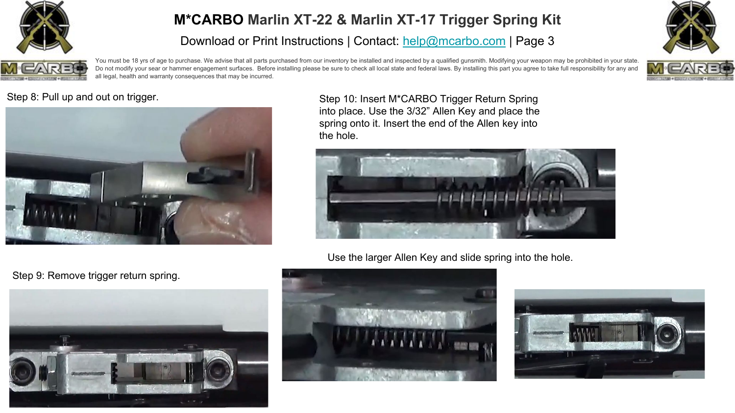# M*CARBO Marlin XT-22 & Marlin XT-17 Trigger Spring Kit

Download or Print Instructions | Contact: help@mcarbo.com | Page 3

You must be 18 yrs of age to purchase. We advise that all parts purchased from our inventory be installed and inspected by a qualified gunsmith. Modifying your weapon may be prohibited in your state. Do not modify your sear or hammer engagement surfaces. Before installing please be sure to check all local state and federal laws. By installing this part you agree to take full responsibility for any and all legal, health and warranty consequences that may be incurred.

Step 8: Pull up and out on trigger.

Step 9: Remove trigger return spring.

Step 10: Insert M*CARBO Trigger Return Spring into place. Use the 3/32" Allen Key and place the spring onto it. Insert the end of the Allen key into the hole.

Use the larger Allen Key and slide spring into the hole.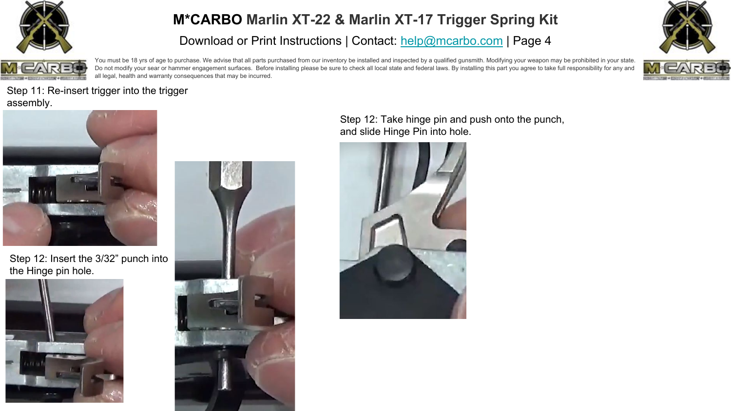You must be 18 yrs of age to purchase. We advise that all parts purchased from our inventory be installed and inspected by a qualified gunsmith. Modifying your weapon may be prohibited in your state. Do not modify your sear or hammer engagement surfaces. Before installing please be sure to check all local state and federal laws. By installing this part you agree to take full responsibility for any and all legal, health and warranty consequences that may be incurred.

Step 11: Re-insert trigger into the trigger assembly.

Step 12: Insert the 3/32" punch into the Hinge pin hole.

Step 12: Take hinge pin and push onto the punch, and slide Hinge Pin into hole.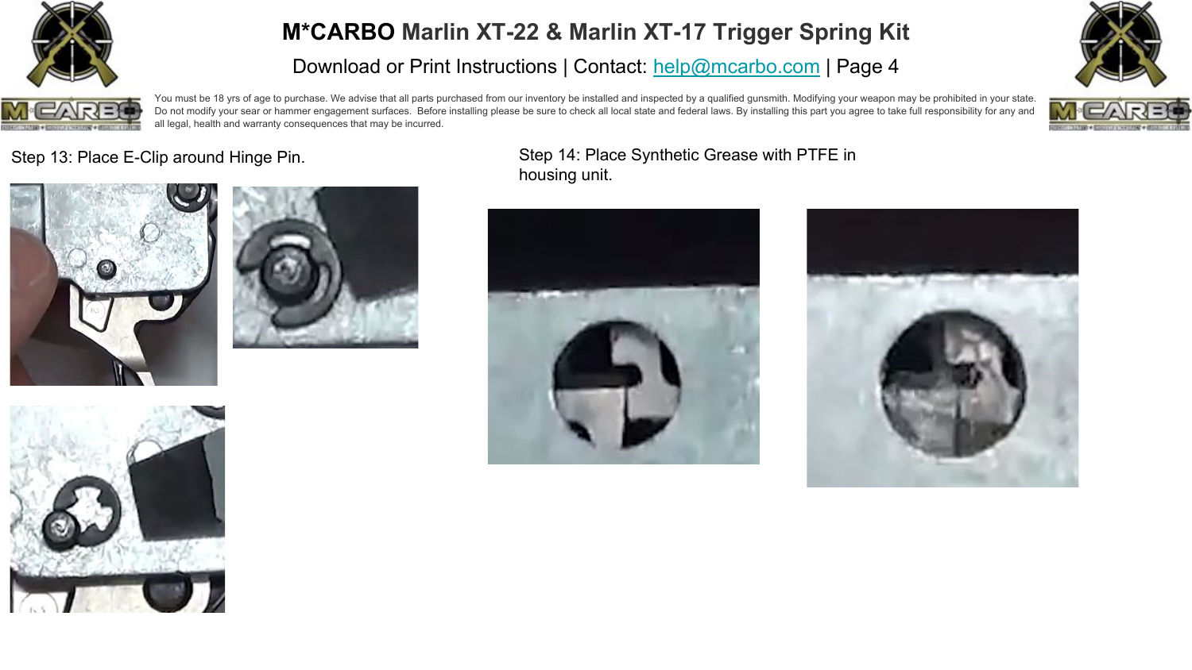# M*CARBO Marlin XT-22 & Marlin XT-17 Trigger Spring Kit

Download or Print Instructions | Contact: help@mcarbo.com | Page 4

You must be 18 yrs of age to purchase. We advise that all parts purchased from our inventory be installed and inspected by a qualified gunsmith. Modifying your weapon may be prohibited in your state. Do not modify your sear or hammer engagement surfaces. Before installing please be sure to check all local state and federal laws. By installing this part you agree to take full responsibility for any and all legal, health and warranty consequences that may be incurred.

Step 13: Place E-Clip around Hinge Pin.

Step 14: Place Synthetic Grease with PTFE in housing unit.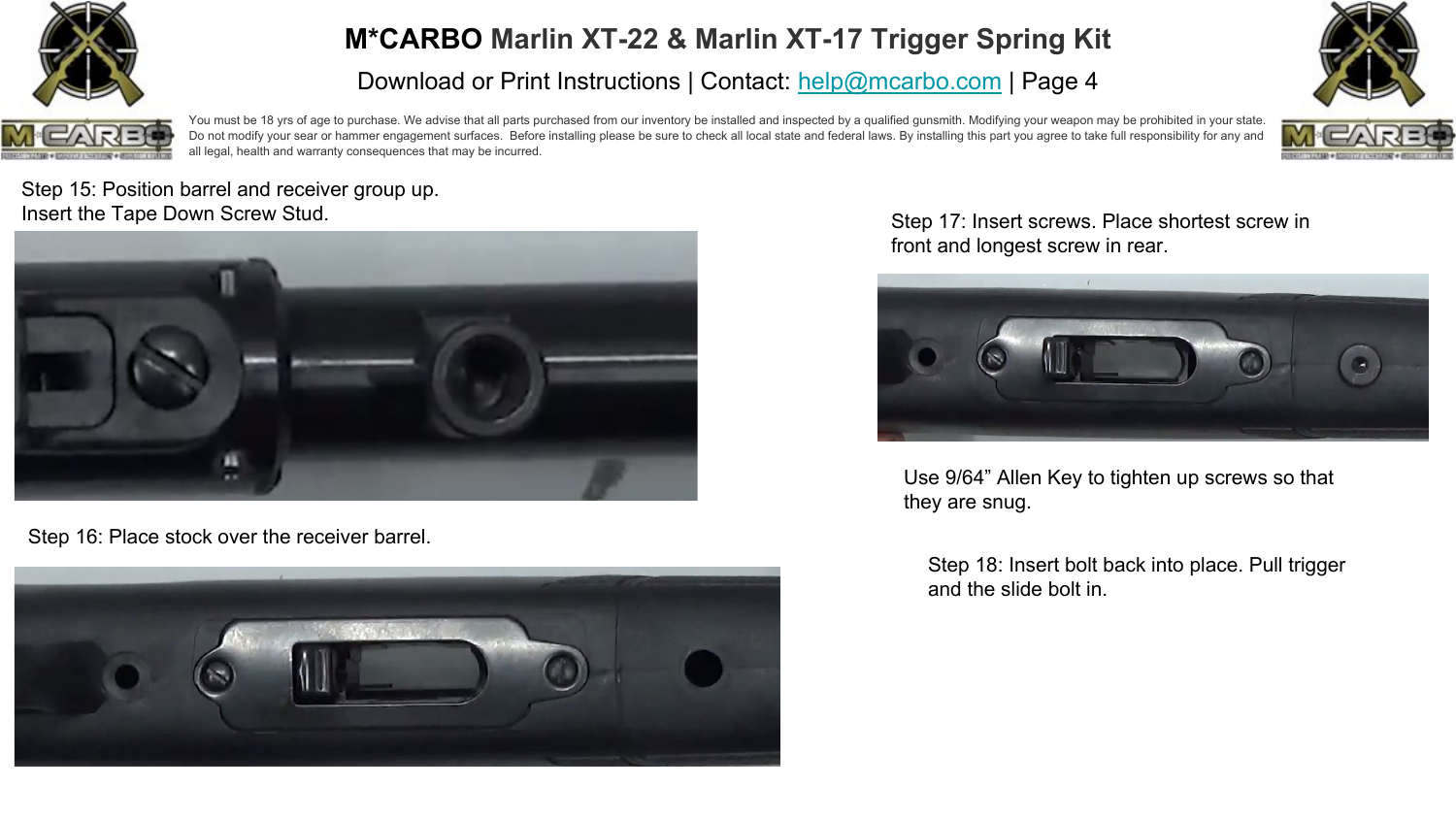# M*CARBO Marlin XT-22 & Marlin XT-17 Trigger Spring Kit

Download or Print Instructions | Contact: help@mcarbo.com | Page 4

You must be 18 yrs of age to purchase. We advise that all parts purchased from our inventory be installed and inspected by a qualified gunsmith. Modifying your weapon may be prohibited in your state. Do not modify your sear or hammer engagement surfaces. Before installing please be sure to check all local state and federal laws. By installing this part you agree to take full responsibility for any and all legal, health and warranty consequences that may be incurred.

Step 15: Position barrel and receiver group up.
Insert the Tape Down Screw Stud.

Step 16: Place stock over the receiver barrel.

Step 17: Insert screws. Place shortest screw in front and longest screw in rear.

Use 9/64" Allen Key to tighten up screws so that they are snug.

Step 18: Insert bolt back into place. Pull trigger and the slide bolt in.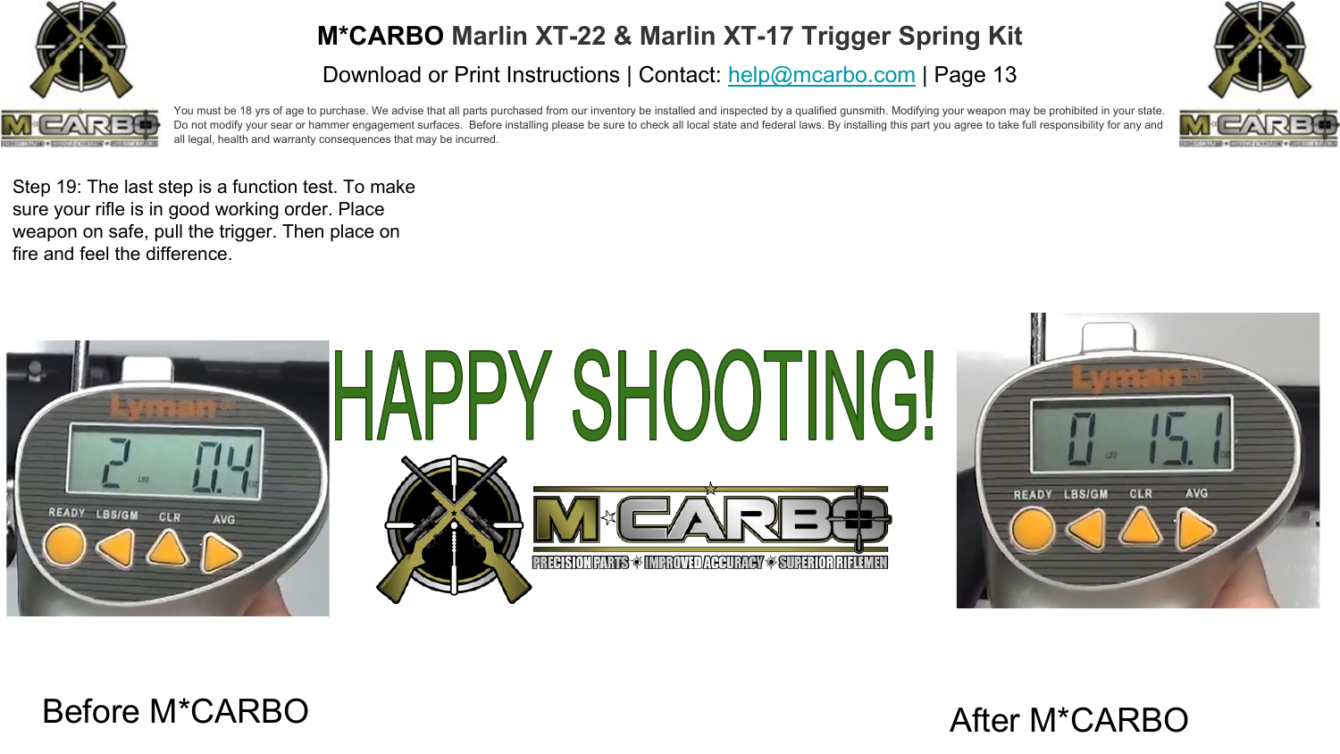Step 19: The last step is a function test. To make sure your rifle is in good working order. Place weapon on safe, pull the trigger. Then place on fire and feel the difference.

HAPPY SHOOTING!

Before M*CARBO

After M*CARBO